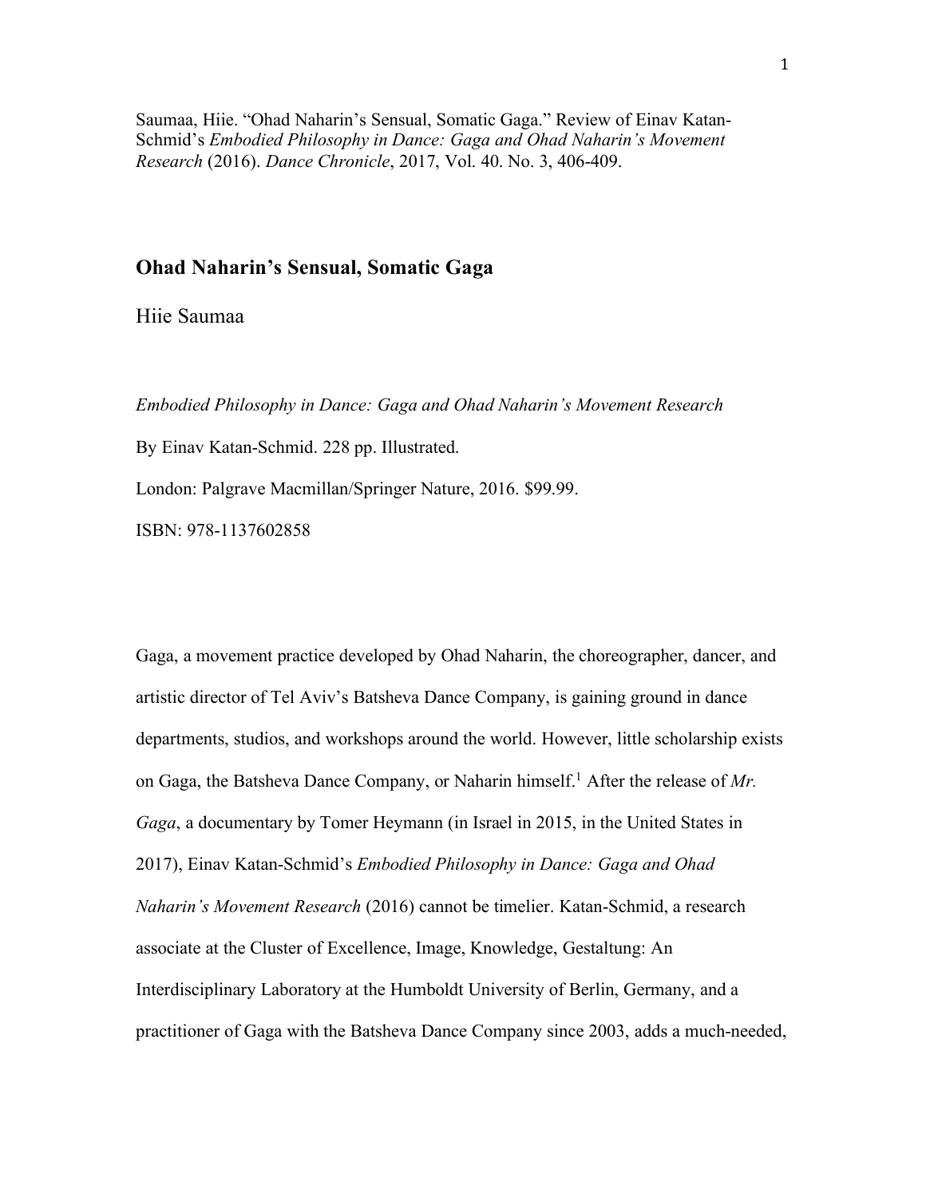Saumaa, Hiie. "Ohad Naharin's Sensual, Somatic Gaga." Review of Einav Katan-Schmid's *Embodied Philosophy in Dance: Gaga and Ohad Naharin's Movement Research* (2016). *Dance Chronicle*, 2017, Vol. 40. No. 3, 406-409.

# Ohad Naharin's Sensual, Somatic Gaga

Hiie Saumaa

*Embodied Philosophy in Dance: Gaga and Ohad Naharin's Movement Research*

By Einav Katan-Schmid. 228 pp. Illustrated.

London: Palgrave Macmillan/Springer Nature, 2016. $99.99.

ISBN: 978-1137602858

Gaga, a movement practice developed by Ohad Naharin, the choreographer, dancer, and artistic director of Tel Aviv's Batsheva Dance Company, is gaining ground in dance departments, studios, and workshops around the world. However, little scholarship exists on Gaga, the Batsheva Dance Company, or Naharin himself.[1] After the release of *Mr. Gaga*, a documentary by Tomer Heymann (in Israel in 2015, in the United States in 2017), Einav Katan-Schmid's *Embodied Philosophy in Dance: Gaga and Ohad Naharin's Movement Research* (2016) cannot be timelier. Katan-Schmid, a research associate at the Cluster of Excellence, Image, Knowledge, Gestaltung: An Interdisciplinary Laboratory at the Humboldt University of Berlin, Germany, and a practitioner of Gaga with the Batsheva Dance Company since 2003, adds a much-needed,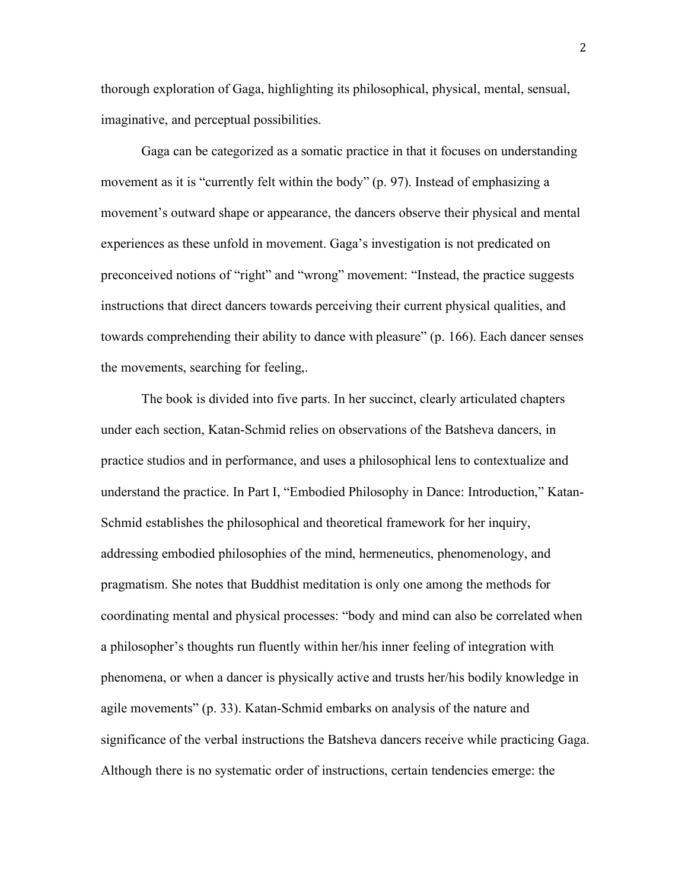thorough exploration of Gaga, highlighting its philosophical, physical, mental, sensual, imaginative, and perceptual possibilities.

Gaga can be categorized as a somatic practice in that it focuses on understanding movement as it is "currently felt within the body" (p. 97). Instead of emphasizing a movement's outward shape or appearance, the dancers observe their physical and mental experiences as these unfold in movement. Gaga's investigation is not predicated on preconceived notions of "right" and "wrong" movement: "Instead, the practice suggests instructions that direct dancers towards perceiving their current physical qualities, and towards comprehending their ability to dance with pleasure" (p. 166). Each dancer senses the movements, searching for feeling,.

The book is divided into five parts. In her succinct, clearly articulated chapters under each section, Katan-Schmid relies on observations of the Batsheva dancers, in practice studios and in performance, and uses a philosophical lens to contextualize and understand the practice. In Part I, "Embodied Philosophy in Dance: Introduction," Katan-Schmid establishes the philosophical and theoretical framework for her inquiry, addressing embodied philosophies of the mind, hermeneutics, phenomenology, and pragmatism. She notes that Buddhist meditation is only one among the methods for coordinating mental and physical processes: "body and mind can also be correlated when a philosopher's thoughts run fluently within her/his inner feeling of integration with phenomena, or when a dancer is physically active and trusts her/his bodily knowledge in agile movements" (p. 33). Katan-Schmid embarks on analysis of the nature and significance of the verbal instructions the Batsheva dancers receive while practicing Gaga. Although there is no systematic order of instructions, certain tendencies emerge: the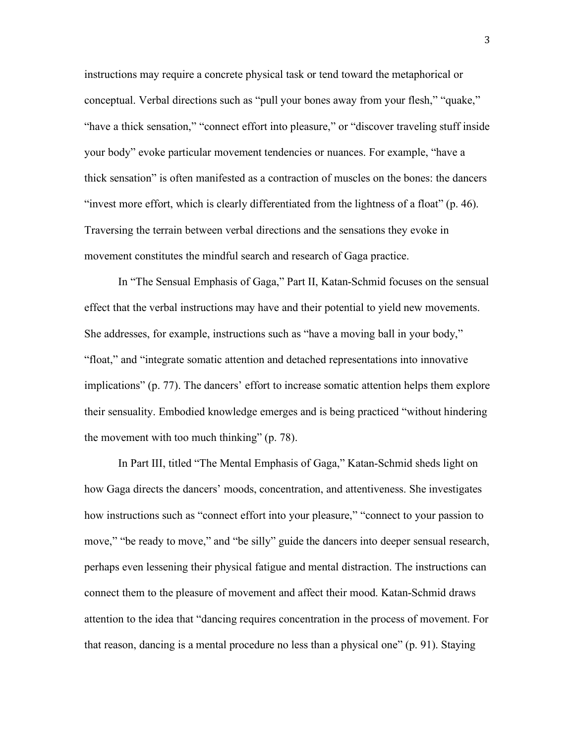instructions may require a concrete physical task or tend toward the metaphorical or conceptual. Verbal directions such as "pull your bones away from your flesh," "quake," "have a thick sensation," "connect effort into pleasure," or "discover traveling stuff inside your body" evoke particular movement tendencies or nuances. For example, "have a thick sensation" is often manifested as a contraction of muscles on the bones: the dancers "invest more effort, which is clearly differentiated from the lightness of a float" (p. 46). Traversing the terrain between verbal directions and the sensations they evoke in movement constitutes the mindful search and research of Gaga practice.

In "The Sensual Emphasis of Gaga," Part II, Katan-Schmid focuses on the sensual effect that the verbal instructions may have and their potential to yield new movements. She addresses, for example, instructions such as "have a moving ball in your body," "float," and "integrate somatic attention and detached representations into innovative implications" (p. 77). The dancers' effort to increase somatic attention helps them explore their sensuality. Embodied knowledge emerges and is being practiced "without hindering the movement with too much thinking" (p. 78).

In Part III, titled "The Mental Emphasis of Gaga," Katan-Schmid sheds light on how Gaga directs the dancers' moods, concentration, and attentiveness. She investigates how instructions such as "connect effort into your pleasure," "connect to your passion to move," "be ready to move," and "be silly" guide the dancers into deeper sensual research, perhaps even lessening their physical fatigue and mental distraction. The instructions can connect them to the pleasure of movement and affect their mood. Katan-Schmid draws attention to the idea that "dancing requires concentration in the process of movement. For that reason, dancing is a mental procedure no less than a physical one" (p. 91). Staying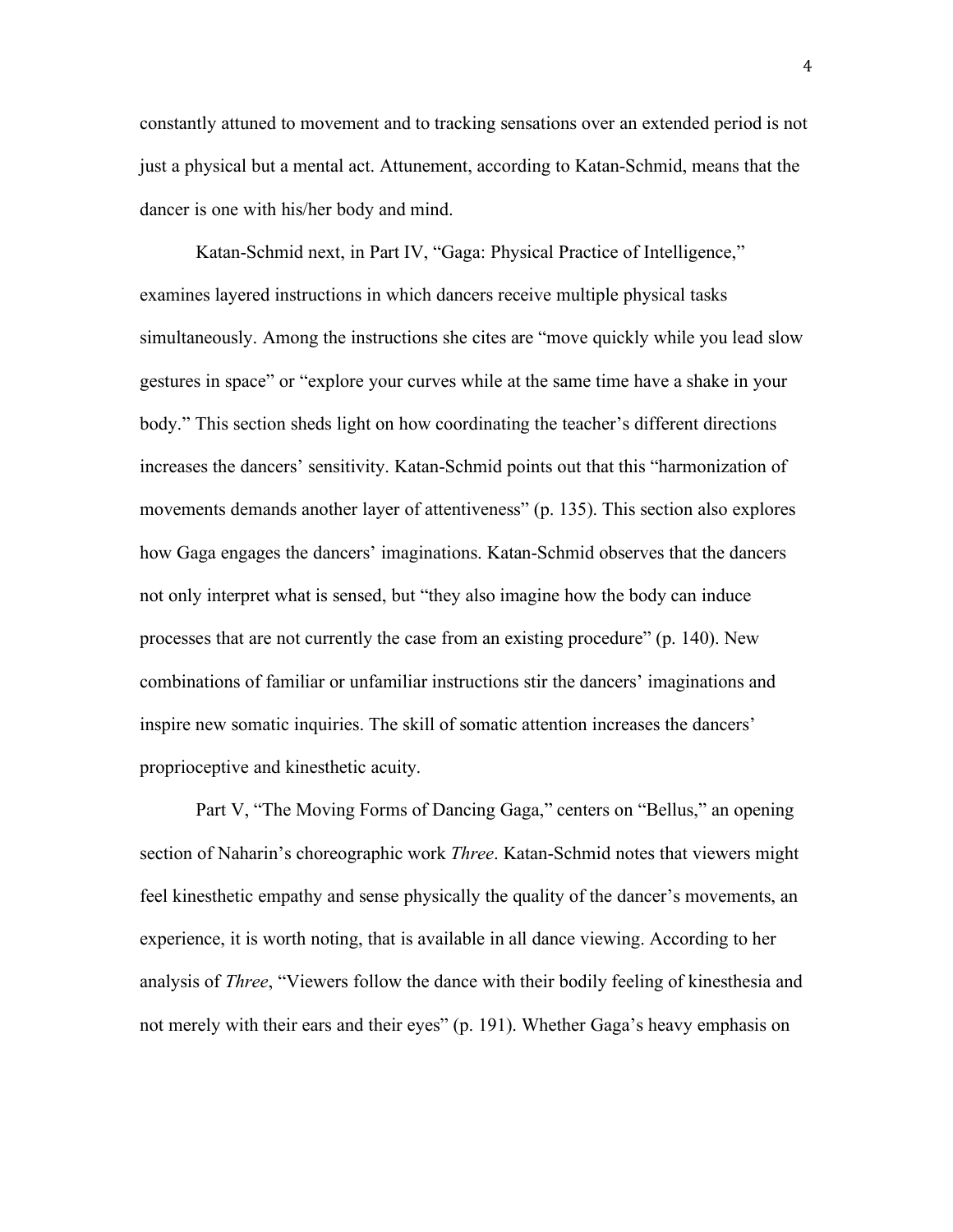constantly attuned to movement and to tracking sensations over an extended period is not just a physical but a mental act. Attunement, according to Katan-Schmid, means that the dancer is one with his/her body and mind.

Katan-Schmid next, in Part IV, "Gaga: Physical Practice of Intelligence," examines layered instructions in which dancers receive multiple physical tasks simultaneously. Among the instructions she cites are "move quickly while you lead slow gestures in space" or "explore your curves while at the same time have a shake in your body." This section sheds light on how coordinating the teacher's different directions increases the dancers' sensitivity. Katan-Schmid points out that this "harmonization of movements demands another layer of attentiveness" (p. 135). This section also explores how Gaga engages the dancers' imaginations. Katan-Schmid observes that the dancers not only interpret what is sensed, but "they also imagine how the body can induce processes that are not currently the case from an existing procedure" (p. 140). New combinations of familiar or unfamiliar instructions stir the dancers' imaginations and inspire new somatic inquiries. The skill of somatic attention increases the dancers' proprioceptive and kinesthetic acuity.

Part V, "The Moving Forms of Dancing Gaga," centers on "Bellus," an opening section of Naharin's choreographic work *Three*. Katan-Schmid notes that viewers might feel kinesthetic empathy and sense physically the quality of the dancer's movements, an experience, it is worth noting, that is available in all dance viewing. According to her analysis of *Three*, "Viewers follow the dance with their bodily feeling of kinesthesia and not merely with their ears and their eyes" (p. 191). Whether Gaga's heavy emphasis on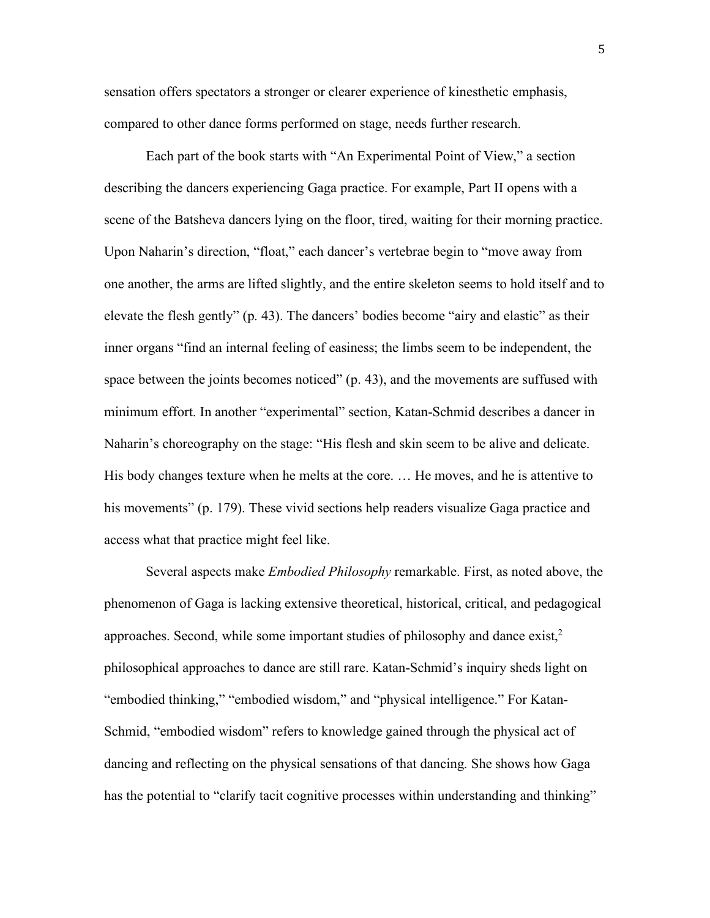sensation offers spectators a stronger or clearer experience of kinesthetic emphasis, compared to other dance forms performed on stage, needs further research.

Each part of the book starts with "An Experimental Point of View," a section describing the dancers experiencing Gaga practice. For example, Part II opens with a scene of the Batsheva dancers lying on the floor, tired, waiting for their morning practice. Upon Naharin's direction, "float," each dancer's vertebrae begin to "move away from one another, the arms are lifted slightly, and the entire skeleton seems to hold itself and to elevate the flesh gently" (p. 43). The dancers' bodies become "airy and elastic" as their inner organs "find an internal feeling of easiness; the limbs seem to be independent, the space between the joints becomes noticed" (p. 43), and the movements are suffused with minimum effort. In another "experimental" section, Katan-Schmid describes a dancer in Naharin's choreography on the stage: "His flesh and skin seem to be alive and delicate. His body changes texture when he melts at the core. … He moves, and he is attentive to his movements" (p. 179). These vivid sections help readers visualize Gaga practice and access what that practice might feel like.

Several aspects make *Embodied Philosophy* remarkable. First, as noted above, the phenomenon of Gaga is lacking extensive theoretical, historical, critical, and pedagogical approaches. Second, while some important studies of philosophy and dance exist,[2] philosophical approaches to dance are still rare. Katan-Schmid's inquiry sheds light on "embodied thinking," "embodied wisdom," and "physical intelligence." For Katan-Schmid, "embodied wisdom" refers to knowledge gained through the physical act of dancing and reflecting on the physical sensations of that dancing. She shows how Gaga has the potential to "clarify tacit cognitive processes within understanding and thinking"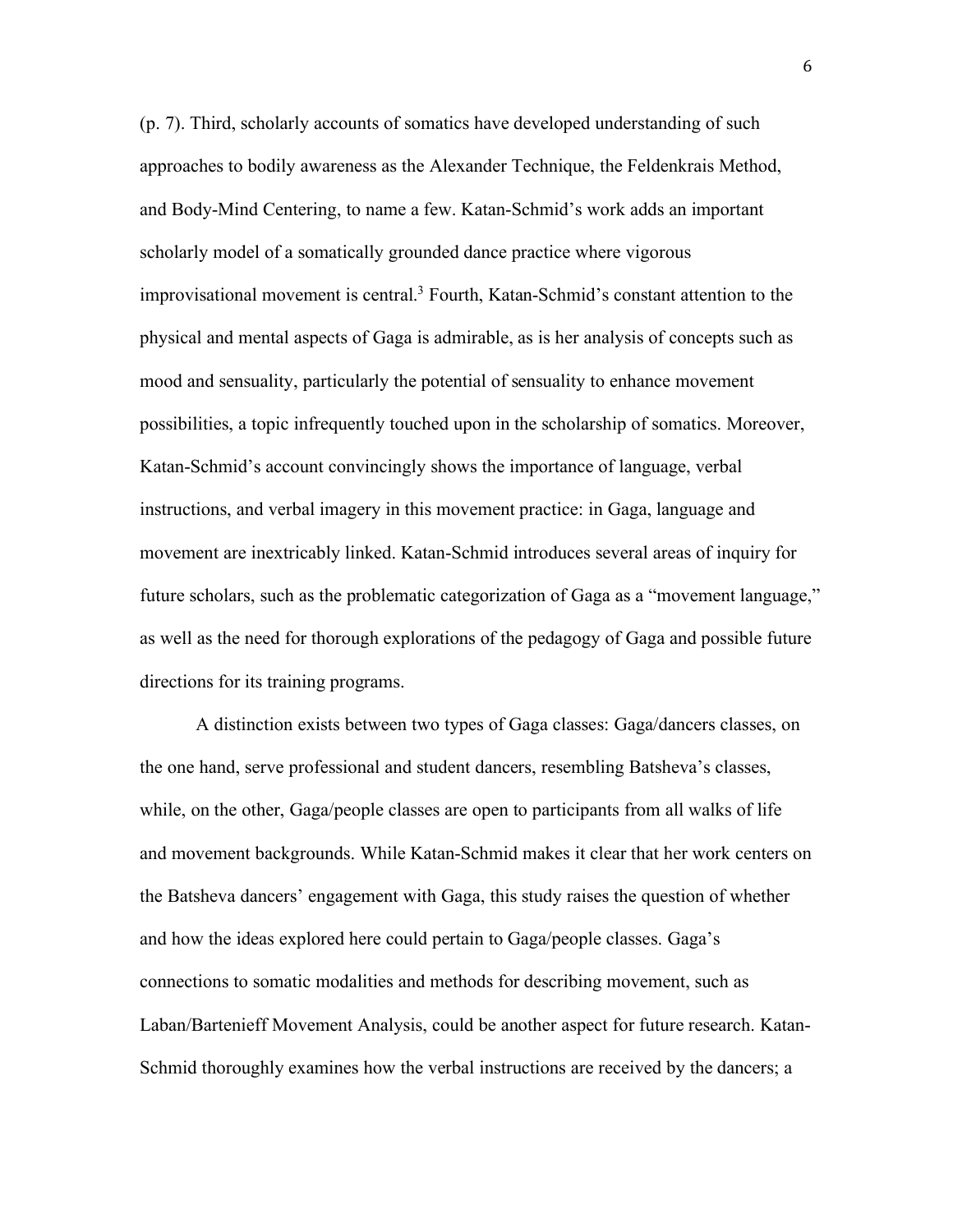(p. 7). Third, scholarly accounts of somatics have developed understanding of such approaches to bodily awareness as the Alexander Technique, the Feldenkrais Method, and Body-Mind Centering, to name a few. Katan-Schmid's work adds an important scholarly model of a somatically grounded dance practice where vigorous improvisational movement is central.[3] Fourth, Katan-Schmid's constant attention to the physical and mental aspects of Gaga is admirable, as is her analysis of concepts such as mood and sensuality, particularly the potential of sensuality to enhance movement possibilities, a topic infrequently touched upon in the scholarship of somatics. Moreover, Katan-Schmid's account convincingly shows the importance of language, verbal instructions, and verbal imagery in this movement practice: in Gaga, language and movement are inextricably linked. Katan-Schmid introduces several areas of inquiry for future scholars, such as the problematic categorization of Gaga as a "movement language," as well as the need for thorough explorations of the pedagogy of Gaga and possible future directions for its training programs.

A distinction exists between two types of Gaga classes: Gaga/dancers classes, on the one hand, serve professional and student dancers, resembling Batsheva's classes, while, on the other, Gaga/people classes are open to participants from all walks of life and movement backgrounds. While Katan-Schmid makes it clear that her work centers on the Batsheva dancers' engagement with Gaga, this study raises the question of whether and how the ideas explored here could pertain to Gaga/people classes. Gaga's connections to somatic modalities and methods for describing movement, such as Laban/Bartenieff Movement Analysis, could be another aspect for future research. Katan-Schmid thoroughly examines how the verbal instructions are received by the dancers; a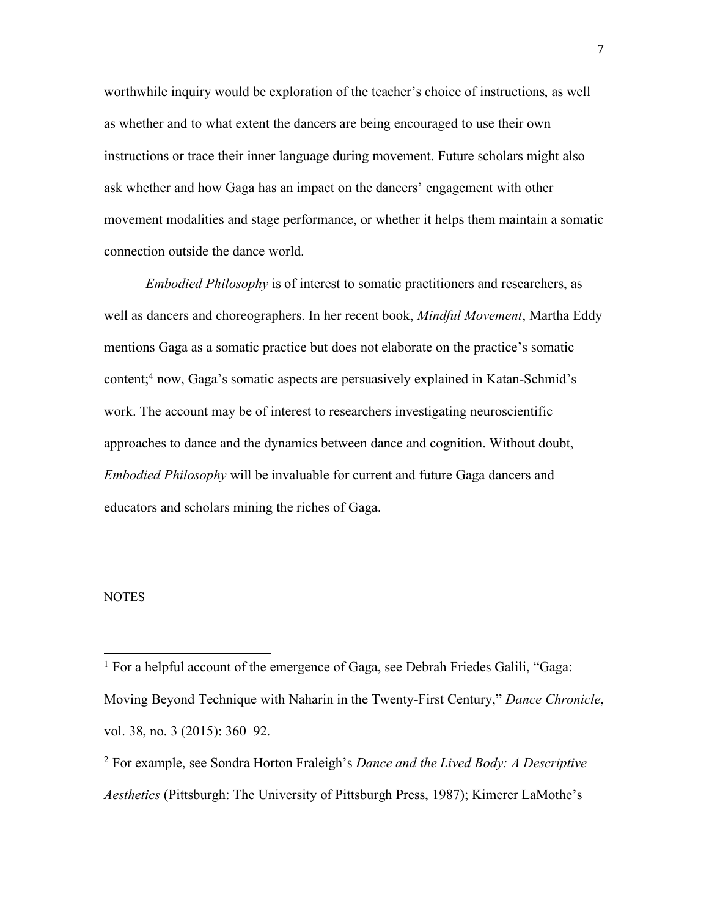worthwhile inquiry would be exploration of the teacher's choice of instructions, as well as whether and to what extent the dancers are being encouraged to use their own instructions or trace their inner language during movement. Future scholars might also ask whether and how Gaga has an impact on the dancers' engagement with other movement modalities and stage performance, or whether it helps them maintain a somatic connection outside the dance world.

*Embodied Philosophy* is of interest to somatic practitioners and researchers, as well as dancers and choreographers. In her recent book, *Mindful Movement*, Martha Eddy mentions Gaga as a somatic practice but does not elaborate on the practice's somatic content;[4] now, Gaga's somatic aspects are persuasively explained in Katan-Schmid's work. The account may be of interest to researchers investigating neuroscientific approaches to dance and the dynamics between dance and cognition. Without doubt, *Embodied Philosophy* will be invaluable for current and future Gaga dancers and educators and scholars mining the riches of Gaga.

NOTES

[1] For a helpful account of the emergence of Gaga, see Debrah Friedes Galili, "Gaga: Moving Beyond Technique with Naharin in the Twenty-First Century," *Dance Chronicle*, vol. 38, no. 3 (2015): 360–92.

[2] For example, see Sondra Horton Fraleigh's *Dance and the Lived Body: A Descriptive Aesthetics* (Pittsburgh: The University of Pittsburgh Press, 1987); Kimerer LaMothe's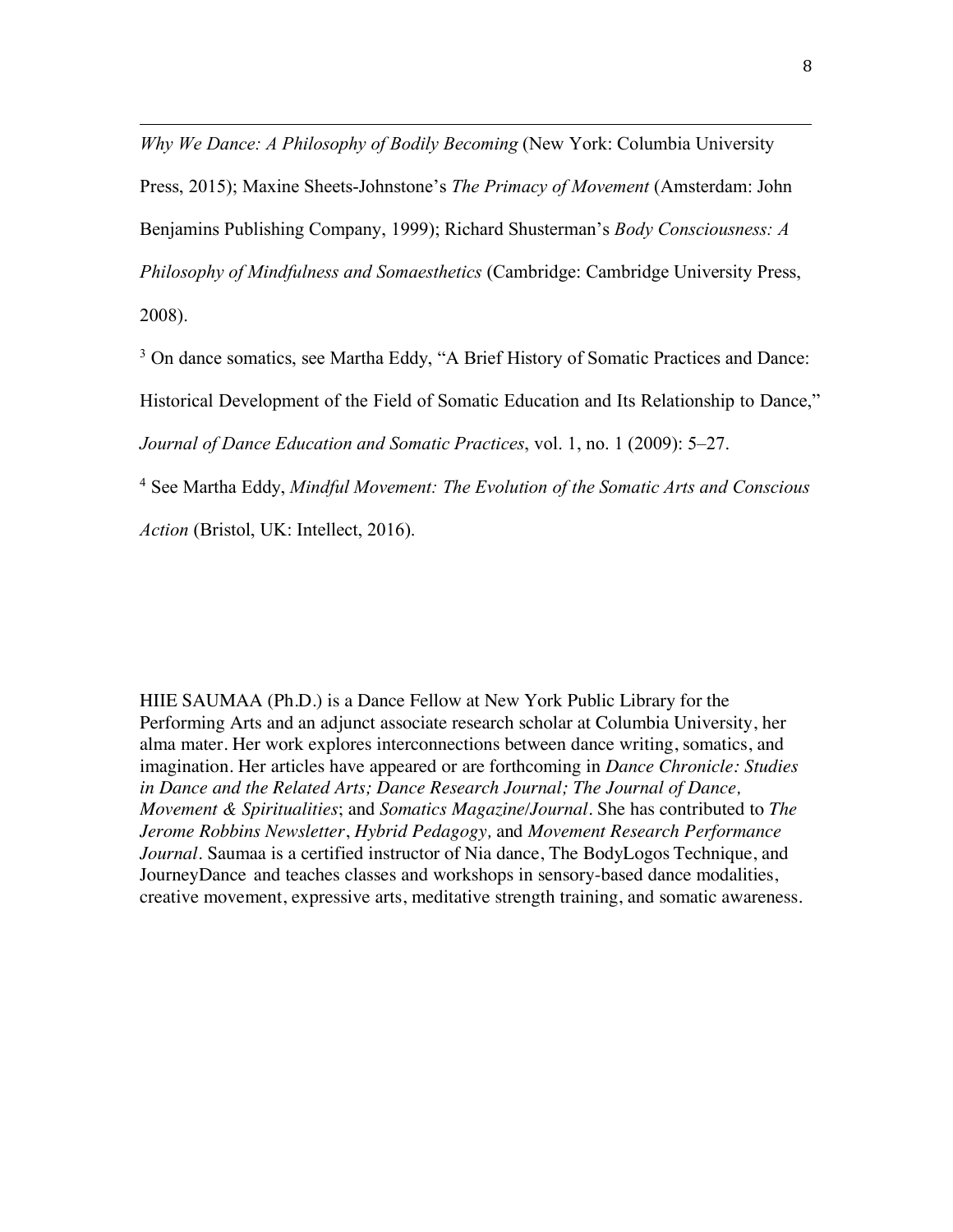*Why We Dance: A Philosophy of Bodily Becoming* (New York: Columbia University Press, 2015); Maxine Sheets-Johnstone's *The Primacy of Movement* (Amsterdam: John Benjamins Publishing Company, 1999); Richard Shusterman's *Body Consciousness: A Philosophy of Mindfulness and Somaesthetics* (Cambridge: Cambridge University Press, 2008).

[3] On dance somatics, see Martha Eddy, "A Brief History of Somatic Practices and Dance: Historical Development of the Field of Somatic Education and Its Relationship to Dance," *Journal of Dance Education and Somatic Practices*, vol. 1, no. 1 (2009): 5–27.

[4] See Martha Eddy, *Mindful Movement: The Evolution of the Somatic Arts and Conscious Action* (Bristol, UK: Intellect, 2016).

HIIE SAUMAA (Ph.D.) is a Dance Fellow at New York Public Library for the Performing Arts and an adjunct associate research scholar at Columbia University, her alma mater. Her work explores interconnections between dance writing, somatics, and imagination. Her articles have appeared or are forthcoming in *Dance Chronicle: Studies in Dance and the Related Arts; Dance Research Journal; The Journal of Dance, Movement & Spiritualities*; and *Somatics Magazine/Journal*. She has contributed to *The Jerome Robbins Newsletter*, *Hybrid Pedagogy,* and *Movement Research Performance Journal*. Saumaa is a certified instructor of Nia dance, The BodyLogos Technique, and JourneyDance and teaches classes and workshops in sensory-based dance modalities, creative movement, expressive arts, meditative strength training, and somatic awareness.